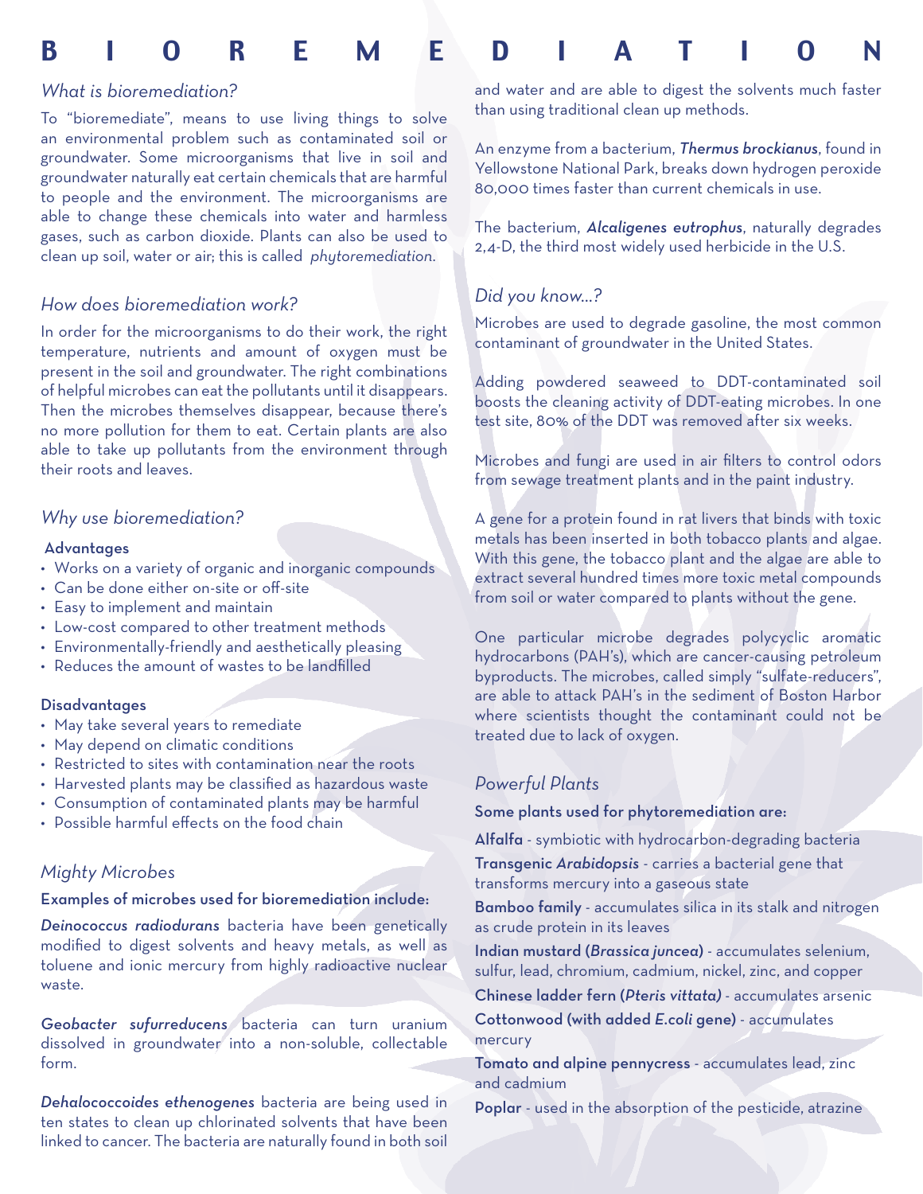# BIOREMEDIATION

## *What is bioremediation?*

To "bioremediate", means to use living things to solve an environmental problem such as contaminated soil or groundwater. Some microorganisms that live in soil and groundwater naturally eat certain chemicals that are harmful to people and the environment. The microorganisms are able to change these chemicals into water and harmless gases, such as carbon dioxide. Plants can also be used to clean up soil, water or air; this is called *phytoremediation*.

## *How does bioremediation work?*

In order for the microorganisms to do their work, the right temperature, nutrients and amount of oxygen must be present in the soil and groundwater. The right combinations of helpful microbes can eat the pollutants until it disappears. Then the microbes themselves disappear, because there's no more pollution for them to eat. Certain plants are also able to take up pollutants from the environment through their roots and leaves.

## *Why use bioremediation?*

**Advantages**

- Works on a variety of organic and inorganic compounds
- Can be done either on-site or off-site
- Easy to implement and maintain
- Low-cost compared to other treatment methods
- Environmentally-friendly and aesthetically pleasing
- Reduces the amount of wastes to be landfilled

**Disadvantages**

- May take several years to remediate
- May depend on climatic conditions
- Restricted to sites with contamination near the roots
- Harvested plants may be classified as hazardous waste
- Consumption of contaminated plants may be harmful
- Possible harmful effects on the food chain

## *Mighty Microbes*

**Examples of microbes used for bioremediation include:**

***Deinococcus radiodurans*** bacteria have been genetically modified to digest solvents and heavy metals, as well as toluene and ionic mercury from highly radioactive nuclear waste.

***Geobacter sufurreducens*** bacteria can turn uranium dissolved in groundwater into a non-soluble, collectable form.

***Dehalococcoides ethenogenes*** bacteria are being used in ten states to clean up chlorinated solvents that have been linked to cancer. The bacteria are naturally found in both soil and water and are able to digest the solvents much faster than using traditional clean up methods.

An enzyme from a bacterium, ***Thermus brockianus***, found in Yellowstone National Park, breaks down hydrogen peroxide 80,000 times faster than current chemicals in use.

The bacterium, ***Alcaligenes eutrophus***, naturally degrades 2,4-D, the third most widely used herbicide in the U.S.

## *Did you know...?*

Microbes are used to degrade gasoline, the most common contaminant of groundwater in the United States.

Adding powdered seaweed to DDT-contaminated soil boosts the cleaning activity of DDT-eating microbes. In one test site, 80% of the DDT was removed after six weeks.

Microbes and fungi are used in air filters to control odors from sewage treatment plants and in the paint industry.

A gene for a protein found in rat livers that binds with toxic metals has been inserted in both tobacco plants and algae. With this gene, the tobacco plant and the algae are able to extract several hundred times more toxic metal compounds from soil or water compared to plants without the gene.

One particular microbe degrades polycyclic aromatic hydrocarbons (PAH's), which are cancer-causing petroleum byproducts. The microbes, called simply "sulfate-reducers", are able to attack PAH's in the sediment of Boston Harbor where scientists thought the contaminant could not be treated due to lack of oxygen.

## *Powerful Plants*

**Some plants used for phytoremediation are:**

**Alfalfa** - symbiotic with hydrocarbon-degrading bacteria

**Transgenic *Arabidopsis*** - carries a bacterial gene that transforms mercury into a gaseous state

**Bamboo family** - accumulates silica in its stalk and nitrogen as crude protein in its leaves

**Indian mustard (*Brassica juncea*)** - accumulates selenium, sulfur, lead, chromium, cadmium, nickel, zinc, and copper

**Chinese ladder fern (*Pteris vittata*)** - accumulates arsenic

**Cottonwood (with added *E.coli* gene)** - accumulates mercury

**Tomato and alpine pennycress** - accumulates lead, zinc and cadmium

**Poplar** - used in the absorption of the pesticide, atrazine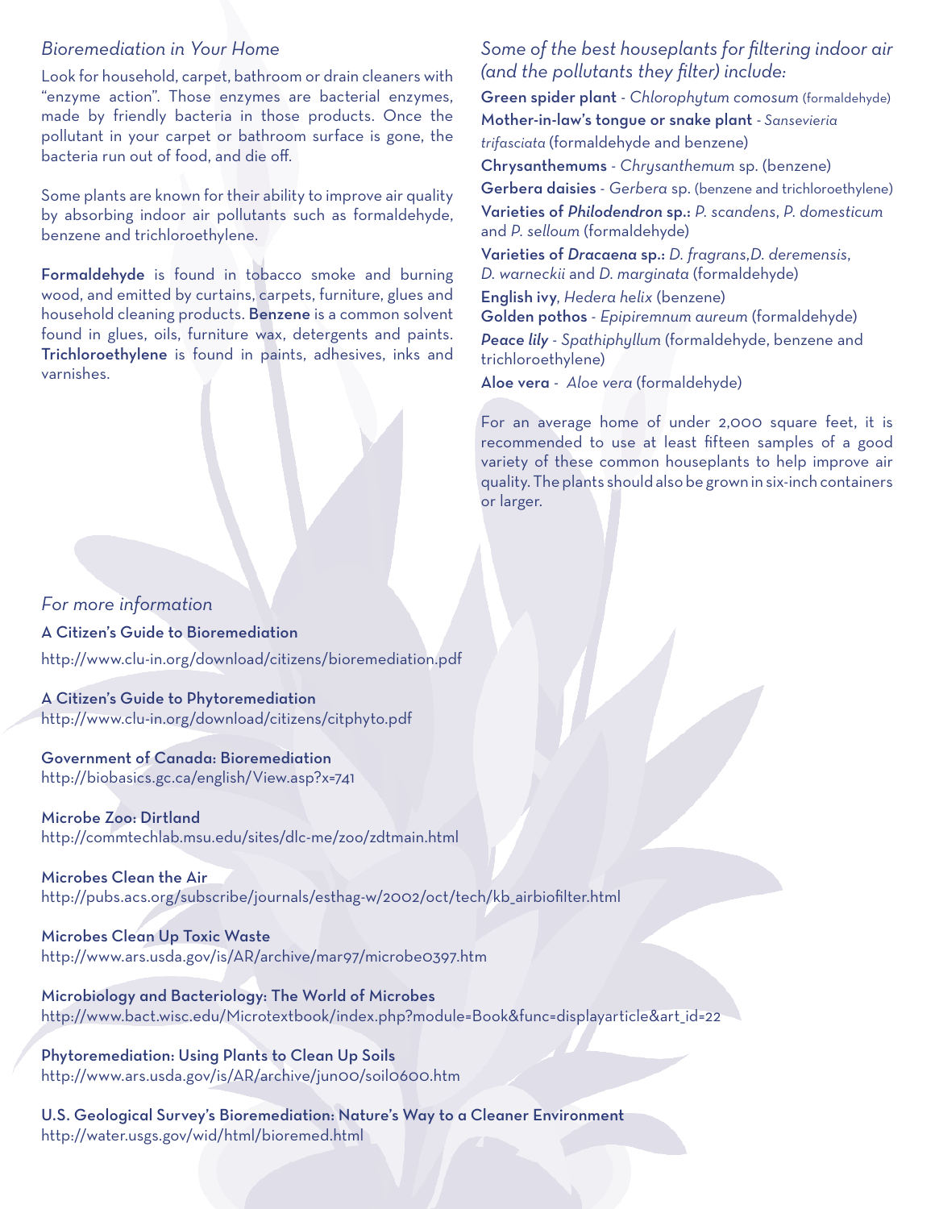## *Bioremediation in Your Home*

Look for household, carpet, bathroom or drain cleaners with "enzyme action". Those enzymes are bacterial enzymes, made by friendly bacteria in those products. Once the pollutant in your carpet or bathroom surface is gone, the bacteria run out of food, and die off.

Some plants are known for their ability to improve air quality by absorbing indoor air pollutants such as formaldehyde, benzene and trichloroethylene.

**Formaldehyde** is found in tobacco smoke and burning wood, and emitted by curtains, carpets, furniture, glues and household cleaning products. **Benzene** is a common solvent found in glues, oils, furniture wax, detergents and paints. **Trichloroethylene** is found in paints, adhesives, inks and varnishes.

## *Some of the best houseplants for filtering indoor air (and the pollutants they filter) include:*

**Green spider plant** - *Chlorophytum comosum* (formaldehyde)

**Mother-in-law's tongue or snake plant** - *Sansevieria trifasciata* (formaldehyde and benzene)

**Chrysanthemums** - *Chrysanthemum* sp. (benzene)

**Gerbera daisies** - *Gerbera* sp. (benzene and trichloroethylene)

**Varieties of *Philodendron* sp.:** *P. scandens*, *P. domesticum* and *P. selloum* (formaldehyde)

**Varieties of *Dracaena* sp.:** *D. fragrans*, *D. deremensis*, *D. warneckii* and *D. marginata* (formaldehyde)

**English ivy**, *Hedera helix* (benzene)

**Golden pothos** - *Epipiremnum aureum* (formaldehyde)

***Peace lily*** - *Spathiphyllum* (formaldehyde, benzene and trichloroethylene)

**Aloe vera** - *Aloe vera* (formaldehyde)

For an average home of under 2,000 square feet, it is recommended to use at least fifteen samples of a good variety of these common houseplants to help improve air quality. The plants should also be grown in six-inch containers or larger.

## *For more information*

**A Citizen's Guide to Bioremediation**
http://www.clu-in.org/download/citizens/bioremediation.pdf

**A Citizen's Guide to Phytoremediation**
http://www.clu-in.org/download/citizens/citphyto.pdf

**Government of Canada: Bioremediation**
http://biobasics.gc.ca/english/View.asp?x=741

**Microbe Zoo: Dirtland**
http://commtechlab.msu.edu/sites/dlc-me/zoo/zdtmain.html

**Microbes Clean the Air**
http://pubs.acs.org/subscribe/journals/esthag-w/2002/oct/tech/kb_airbiofilter.html

**Microbes Clean Up Toxic Waste**
http://www.ars.usda.gov/is/AR/archive/mar97/microbe0397.htm

**Microbiology and Bacteriology: The World of Microbes**
http://www.bact.wisc.edu/Microtextbook/index.php?module=Book&func=displayarticle&art_id=22

**Phytoremediation: Using Plants to Clean Up Soils**
http://www.ars.usda.gov/is/AR/archive/jun00/soil0600.htm

**U.S. Geological Survey's Bioremediation: Nature's Way to a Cleaner Environment**
http://water.usgs.gov/wid/html/bioremed.html